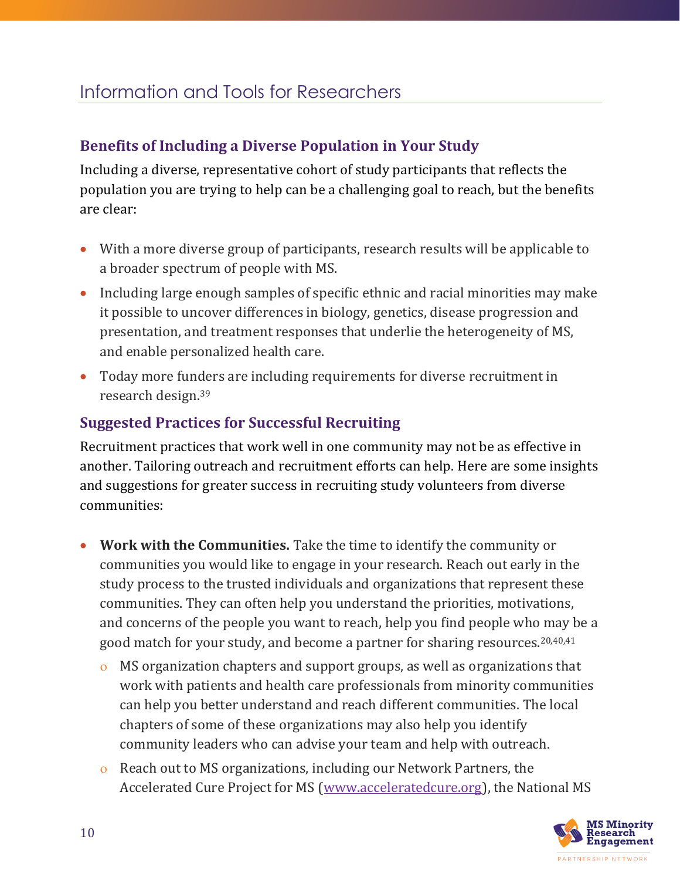# Information and Tools for Researchers

## Benefits of Including a Diverse Population in Your Study

Including a diverse, representative cohort of study participants that reflects the population you are trying to help can be a challenging goal to reach, but the benefits are clear:

- With a more diverse group of participants, research results will be applicable to a broader spectrum of people with MS.
- Including large enough samples of specific ethnic and racial minorities may make it possible to uncover differences in biology, genetics, disease progression and presentation, and treatment responses that underlie the heterogeneity of MS, and enable personalized health care.
- Today more funders are including requirements for diverse recruitment in research design.[39]

## Suggested Practices for Successful Recruiting

Recruitment practices that work well in one community may not be as effective in another. Tailoring outreach and recruitment efforts can help. Here are some insights and suggestions for greater success in recruiting study volunteers from diverse communities:

- **Work with the Communities.** Take the time to identify the community or communities you would like to engage in your research. Reach out early in the study process to the trusted individuals and organizations that represent these communities. They can often help you understand the priorities, motivations, and concerns of the people you want to reach, help you find people who may be a good match for your study, and become a partner for sharing resources.[20,40,41]
  - MS organization chapters and support groups, as well as organizations that work with patients and health care professionals from minority communities can help you better understand and reach different communities. The local chapters of some of these organizations may also help you identify community leaders who can advise your team and help with outreach.
  - Reach out to MS organizations, including our Network Partners, the Accelerated Cure Project for MS (www.acceleratedcure.org), the National MS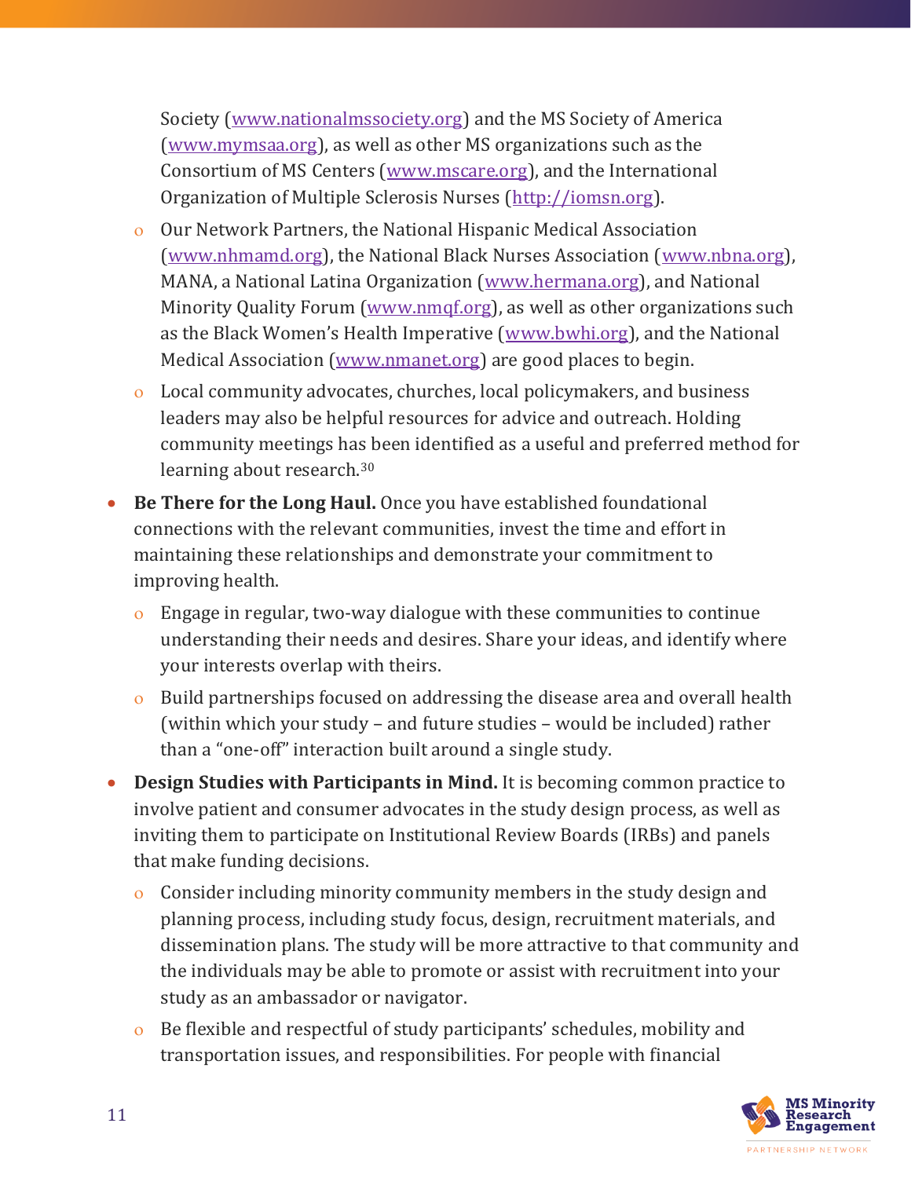Society ([www.nationalmssociety.org](http://www.nationalmssociety.org)) and the MS Society of America ([www.mymsaa.org](http://www.mymsaa.org)), as well as other MS organizations such as the Consortium of MS Centers ([www.mscare.org](http://www.mscare.org)), and the International Organization of Multiple Sclerosis Nurses ([http://iomsn.org](http://iomsn.org)).

    - Our Network Partners, the National Hispanic Medical Association ([www.nhmamd.org](http://www.nhmamd.org)), the National Black Nurses Association ([www.nbna.org](http://www.nbna.org)), MANA, a National Latina Organization ([www.hermana.org](http://www.hermana.org)), and National Minority Quality Forum ([www.nmqf.org](http://www.nmqf.org)), as well as other organizations such as the Black Women's Health Imperative ([www.bwhi.org](http://www.bwhi.org)), and the National Medical Association ([www.nmanet.org](http://www.nmanet.org)) are good places to begin.
    - Local community advocates, churches, local policymakers, and business leaders may also be helpful resources for advice and outreach. Holding community meetings has been identified as a useful and preferred method for learning about research.[30]

- **Be There for the Long Haul.** Once you have established foundational connections with the relevant communities, invest the time and effort in maintaining these relationships and demonstrate your commitment to improving health.
    - Engage in regular, two-way dialogue with these communities to continue understanding their needs and desires. Share your ideas, and identify where your interests overlap with theirs.
    - Build partnerships focused on addressing the disease area and overall health (within which your study – and future studies – would be included) rather than a "one-off" interaction built around a single study.
- **Design Studies with Participants in Mind.** It is becoming common practice to involve patient and consumer advocates in the study design process, as well as inviting them to participate on Institutional Review Boards (IRBs) and panels that make funding decisions.
    - Consider including minority community members in the study design and planning process, including study focus, design, recruitment materials, and dissemination plans. The study will be more attractive to that community and the individuals may be able to promote or assist with recruitment into your study as an ambassador or navigator.
    - Be flexible and respectful of study participants' schedules, mobility and transportation issues, and responsibilities. For people with financial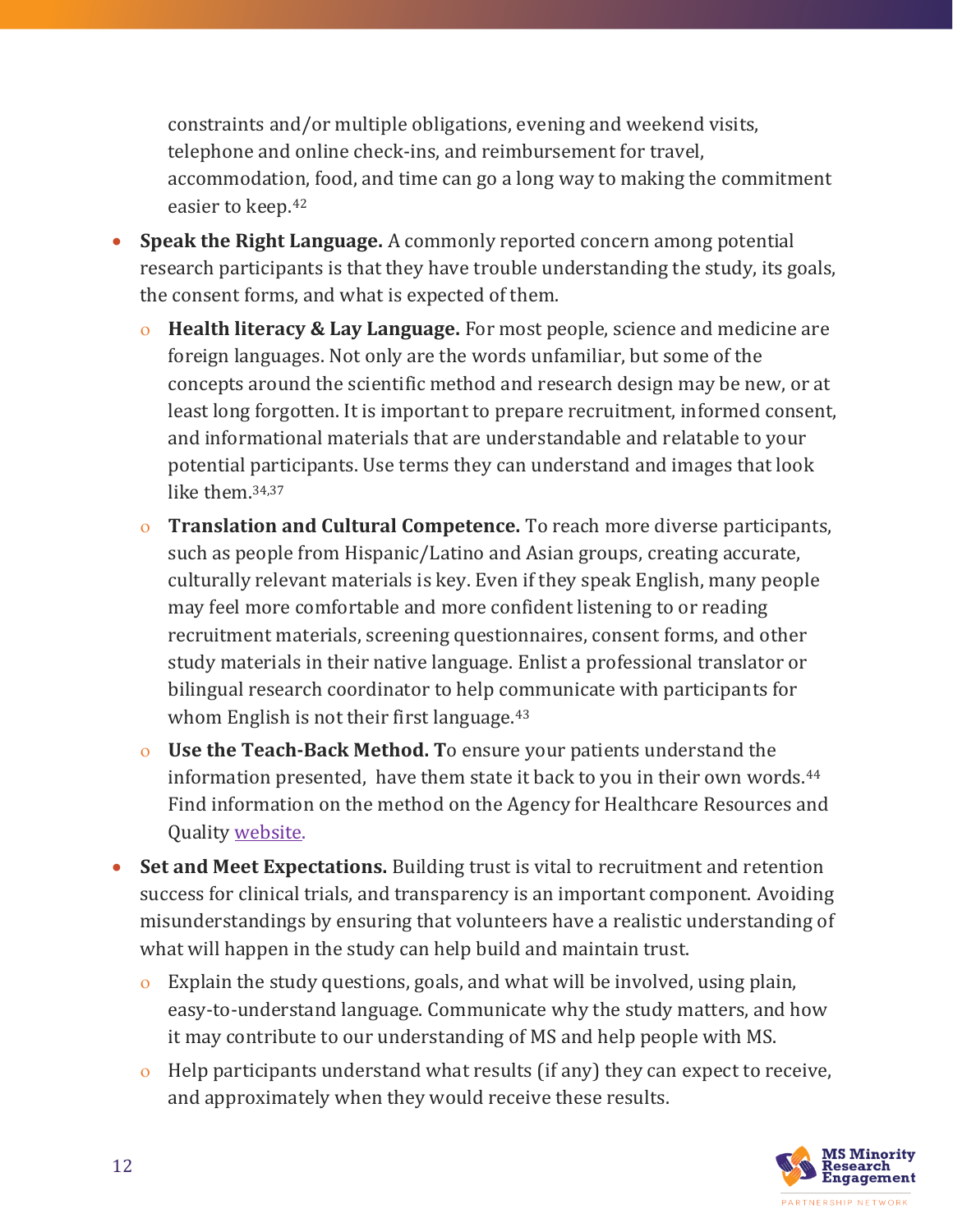constraints and/or multiple obligations, evening and weekend visits, telephone and online check-ins, and reimbursement for travel, accommodation, food, and time can go a long way to making the commitment easier to keep.[42]

- **Speak the Right Language.** A commonly reported concern among potential research participants is that they have trouble understanding the study, its goals, the consent forms, and what is expected of them.
  - **Health literacy & Lay Language.** For most people, science and medicine are foreign languages. Not only are the words unfamiliar, but some of the concepts around the scientific method and research design may be new, or at least long forgotten. It is important to prepare recruitment, informed consent, and informational materials that are understandable and relatable to your potential participants. Use terms they can understand and images that look like them.[34,37]
  - **Translation and Cultural Competence.** To reach more diverse participants, such as people from Hispanic/Latino and Asian groups, creating accurate, culturally relevant materials is key. Even if they speak English, many people may feel more comfortable and more confident listening to or reading recruitment materials, screening questionnaires, consent forms, and other study materials in their native language. Enlist a professional translator or bilingual research coordinator to help communicate with participants for whom English is not their first language.[43]
  - **Use the Teach-Back Method. T**o ensure your patients understand the information presented, have them state it back to you in their own words.[44] Find information on the method on the Agency for Healthcare Resources and Quality website.
- **Set and Meet Expectations.** Building trust is vital to recruitment and retention success for clinical trials, and transparency is an important component. Avoiding misunderstandings by ensuring that volunteers have a realistic understanding of what will happen in the study can help build and maintain trust.
  - Explain the study questions, goals, and what will be involved, using plain, easy-to-understand language. Communicate why the study matters, and how it may contribute to our understanding of MS and help people with MS.
  - Help participants understand what results (if any) they can expect to receive, and approximately when they would receive these results.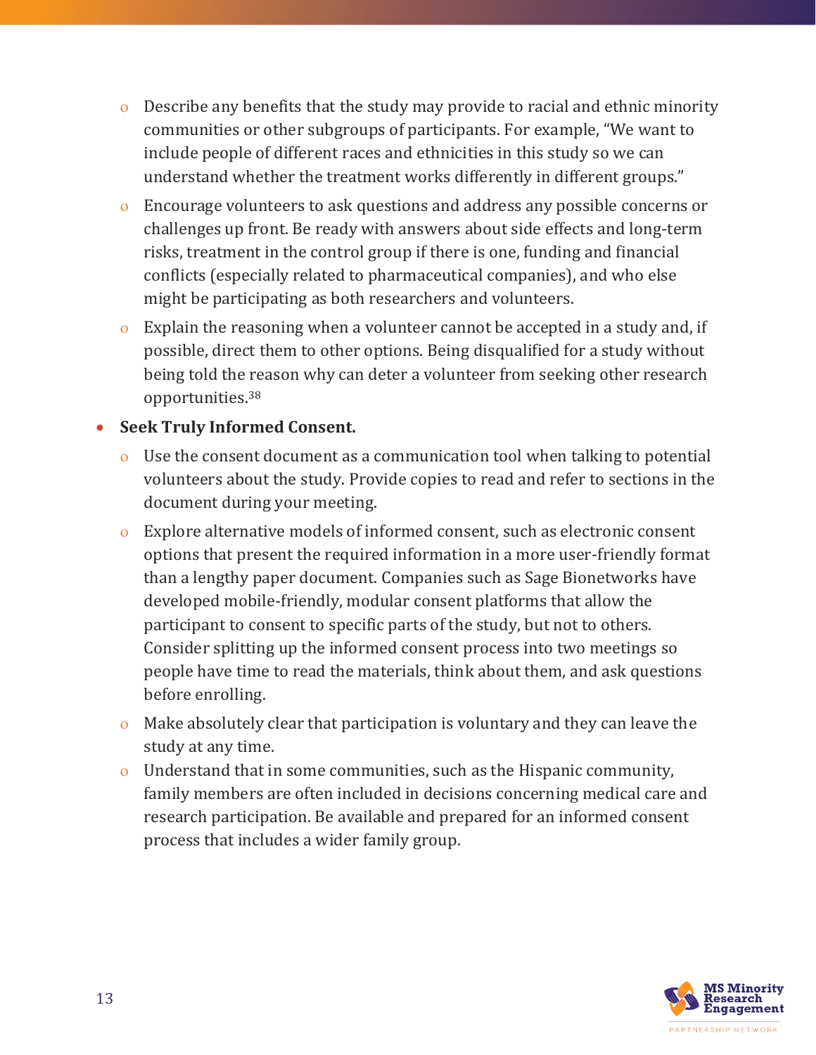- Describe any benefits that the study may provide to racial and ethnic minority communities or other subgroups of participants. For example, "We want to include people of different races and ethnicities in this study so we can understand whether the treatment works differently in different groups."
- Encourage volunteers to ask questions and address any possible concerns or challenges up front. Be ready with answers about side effects and long-term risks, treatment in the control group if there is one, funding and financial conflicts (especially related to pharmaceutical companies), and who else might be participating as both researchers and volunteers.
- Explain the reasoning when a volunteer cannot be accepted in a study and, if possible, direct them to other options. Being disqualified for a study without being told the reason why can deter a volunteer from seeking other research opportunities.[38]

- **Seek Truly Informed Consent.**
  - Use the consent document as a communication tool when talking to potential volunteers about the study. Provide copies to read and refer to sections in the document during your meeting.
  - Explore alternative models of informed consent, such as electronic consent options that present the required information in a more user-friendly format than a lengthy paper document. Companies such as Sage Bionetworks have developed mobile-friendly, modular consent platforms that allow the participant to consent to specific parts of the study, but not to others. Consider splitting up the informed consent process into two meetings so people have time to read the materials, think about them, and ask questions before enrolling.
  - Make absolutely clear that participation is voluntary and they can leave the study at any time.
  - Understand that in some communities, such as the Hispanic community, family members are often included in decisions concerning medical care and research participation. Be available and prepared for an informed consent process that includes a wider family group.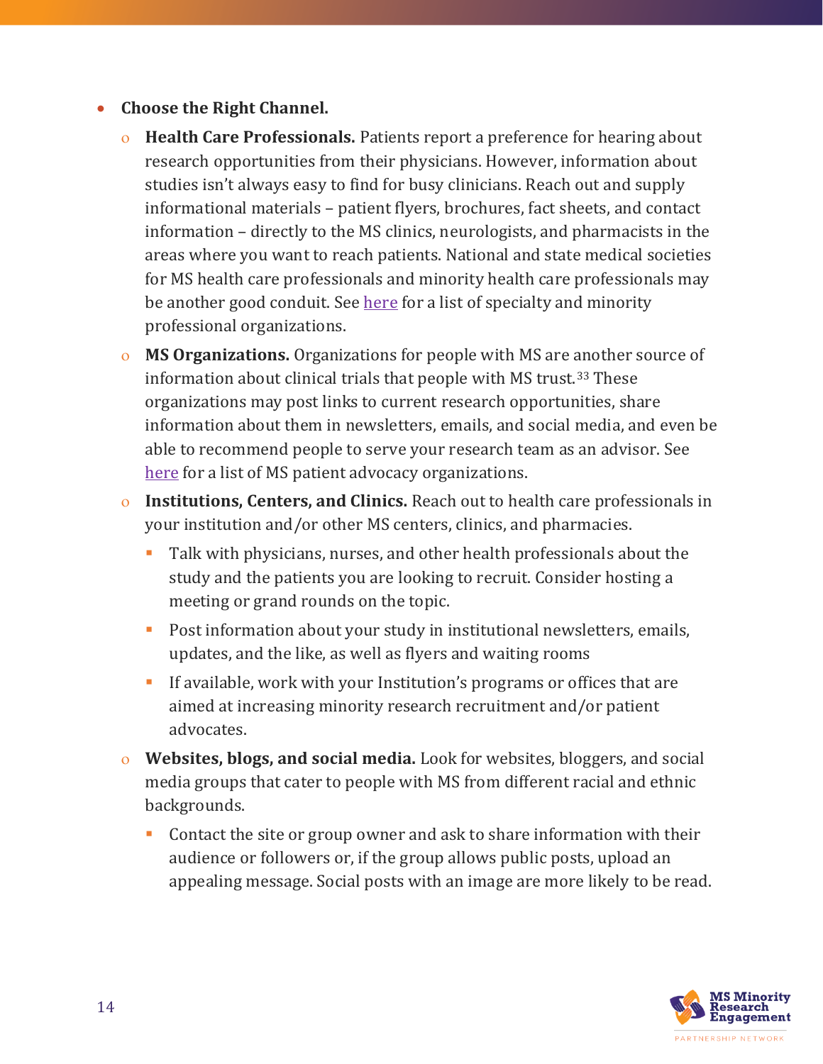- **Choose the Right Channel.**
  - **Health Care Professionals.** Patients report a preference for hearing about research opportunities from their physicians. However, information about studies isn't always easy to find for busy clinicians. Reach out and supply informational materials – patient flyers, brochures, fact sheets, and contact information – directly to the MS clinics, neurologists, and pharmacists in the areas where you want to reach patients. National and state medical societies for MS health care professionals and minority health care professionals may be another good conduit. See here for a list of specialty and minority professional organizations.
  - **MS Organizations.** Organizations for people with MS are another source of information about clinical trials that people with MS trust.[33] These organizations may post links to current research opportunities, share information about them in newsletters, emails, and social media, and even be able to recommend people to serve your research team as an advisor. See here for a list of MS patient advocacy organizations.
  - **Institutions, Centers, and Clinics.** Reach out to health care professionals in your institution and/or other MS centers, clinics, and pharmacies.
    - Talk with physicians, nurses, and other health professionals about the study and the patients you are looking to recruit. Consider hosting a meeting or grand rounds on the topic.
    - Post information about your study in institutional newsletters, emails, updates, and the like, as well as flyers and waiting rooms
    - If available, work with your Institution's programs or offices that are aimed at increasing minority research recruitment and/or patient advocates.
  - **Websites, blogs, and social media.** Look for websites, bloggers, and social media groups that cater to people with MS from different racial and ethnic backgrounds.
    - Contact the site or group owner and ask to share information with their audience or followers or, if the group allows public posts, upload an appealing message. Social posts with an image are more likely to be read.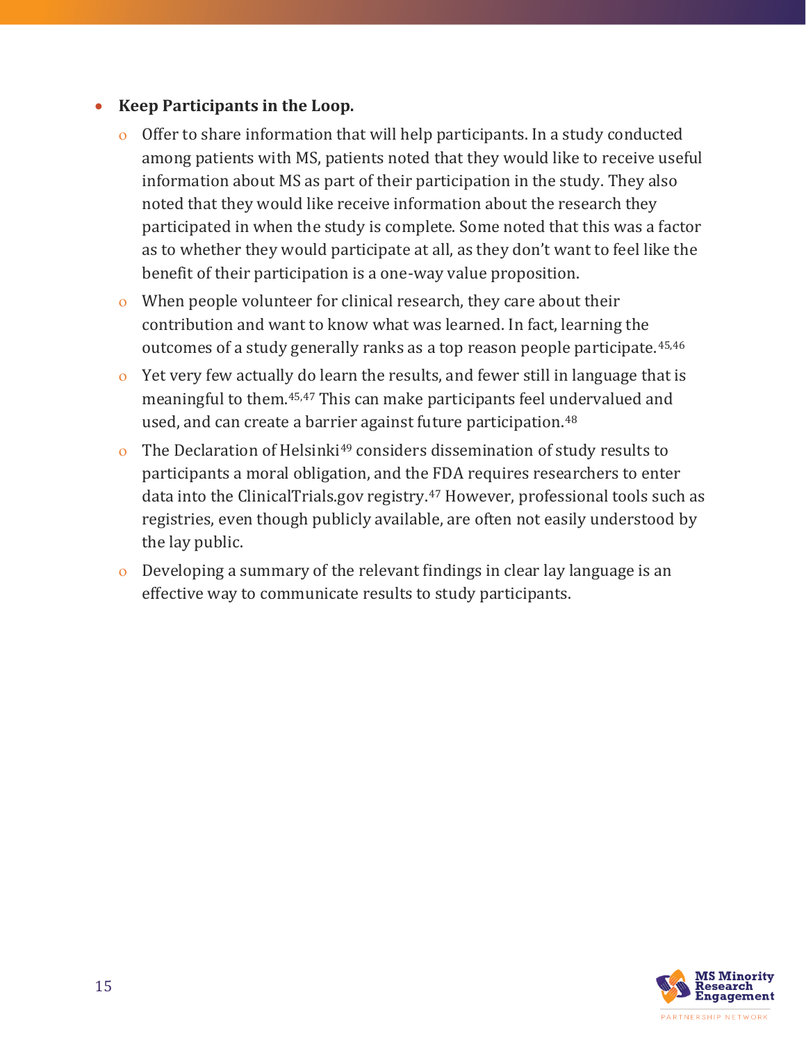- **Keep Participants in the Loop.**
  - Offer to share information that will help participants. In a study conducted among patients with MS, patients noted that they would like to receive useful information about MS as part of their participation in the study. They also noted that they would like receive information about the research they participated in when the study is complete. Some noted that this was a factor as to whether they would participate at all, as they don't want to feel like the benefit of their participation is a one-way value proposition.
  - When people volunteer for clinical research, they care about their contribution and want to know what was learned. In fact, learning the outcomes of a study generally ranks as a top reason people participate.[45,46]
  - Yet very few actually do learn the results, and fewer still in language that is meaningful to them.[45,47] This can make participants feel undervalued and used, and can create a barrier against future participation.[48]
  - The Declaration of Helsinki[49] considers dissemination of study results to participants a moral obligation, and the FDA requires researchers to enter data into the ClinicalTrials.gov registry.[47] However, professional tools such as registries, even though publicly available, are often not easily understood by the lay public.
  - Developing a summary of the relevant findings in clear lay language is an effective way to communicate results to study participants.